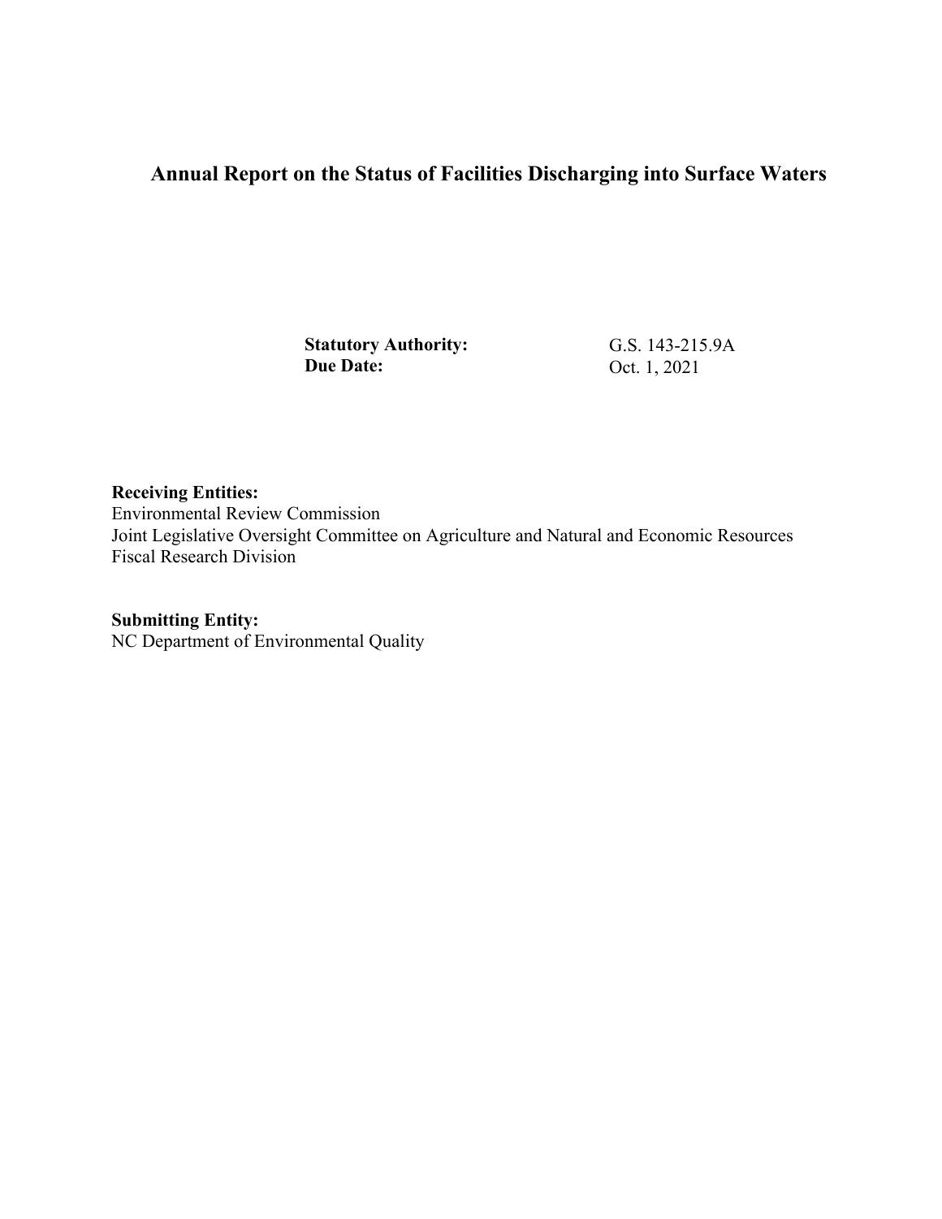# Annual Report on the Status of Facilities Discharging into Surface Waters

**Statutory Authority:** G.S. 143-215.9A
**Due Date:** Oct. 1, 2021

**Receiving Entities:**
Environmental Review Commission
Joint Legislative Oversight Committee on Agriculture and Natural and Economic Resources
Fiscal Research Division

**Submitting Entity:**
NC Department of Environmental Quality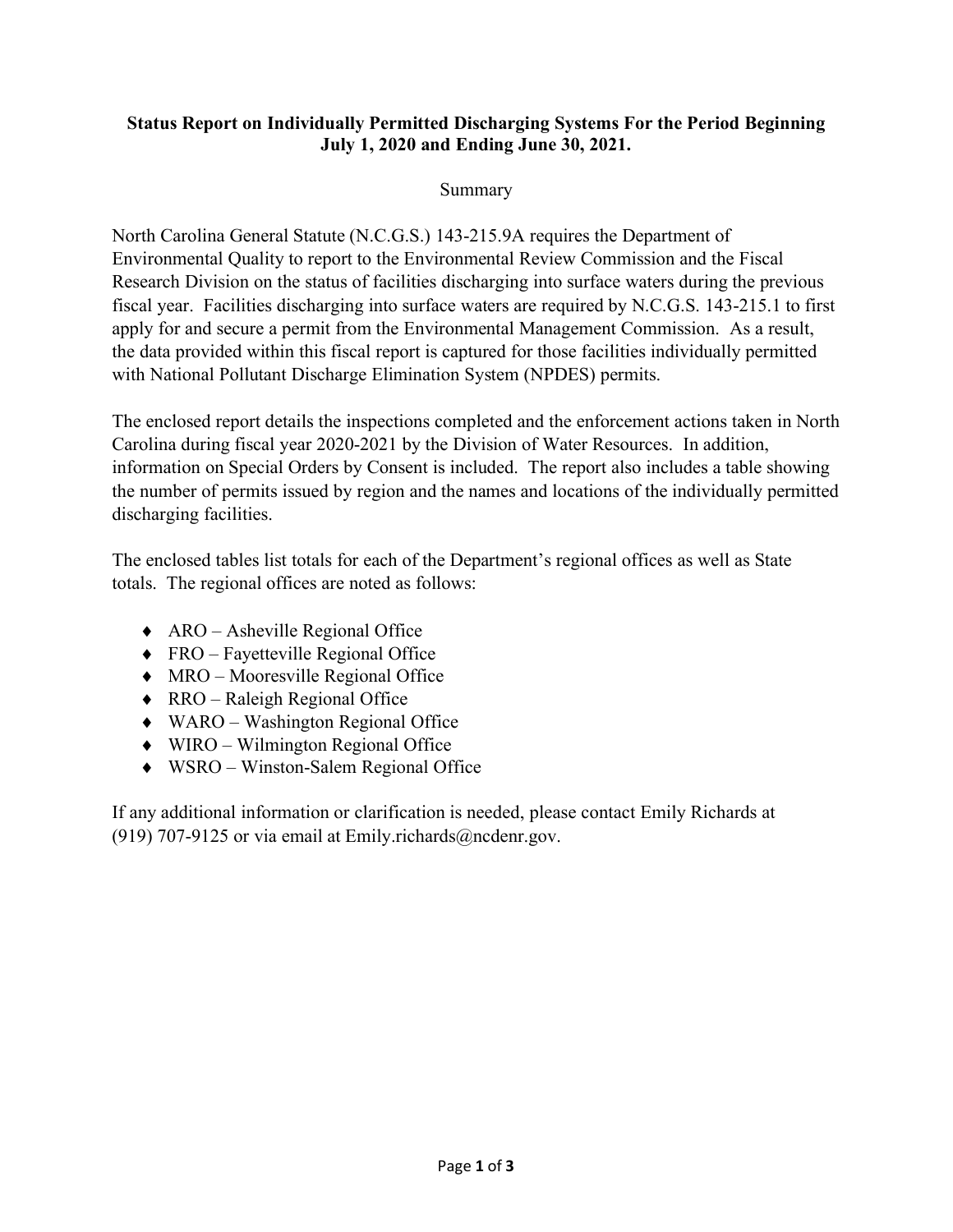**Status Report on Individually Permitted Discharging Systems For the Period Beginning July 1, 2020 and Ending June 30, 2021.**

Summary

North Carolina General Statute (N.C.G.S.) 143-215.9A requires the Department of Environmental Quality to report to the Environmental Review Commission and the Fiscal Research Division on the status of facilities discharging into surface waters during the previous fiscal year. Facilities discharging into surface waters are required by N.C.G.S. 143-215.1 to first apply for and secure a permit from the Environmental Management Commission. As a result, the data provided within this fiscal report is captured for those facilities individually permitted with National Pollutant Discharge Elimination System (NPDES) permits.

The enclosed report details the inspections completed and the enforcement actions taken in North Carolina during fiscal year 2020-2021 by the Division of Water Resources. In addition, information on Special Orders by Consent is included. The report also includes a table showing the number of permits issued by region and the names and locations of the individually permitted discharging facilities.

The enclosed tables list totals for each of the Department's regional offices as well as State totals. The regional offices are noted as follows:

- ARO – Asheville Regional Office
- FRO – Fayetteville Regional Office
- MRO – Mooresville Regional Office
- RRO – Raleigh Regional Office
- WARO – Washington Regional Office
- WIRO – Wilmington Regional Office
- WSRO – Winston-Salem Regional Office

If any additional information or clarification is needed, please contact Emily Richards at (919) 707-9125 or via email at Emily.richards@ncdenr.gov.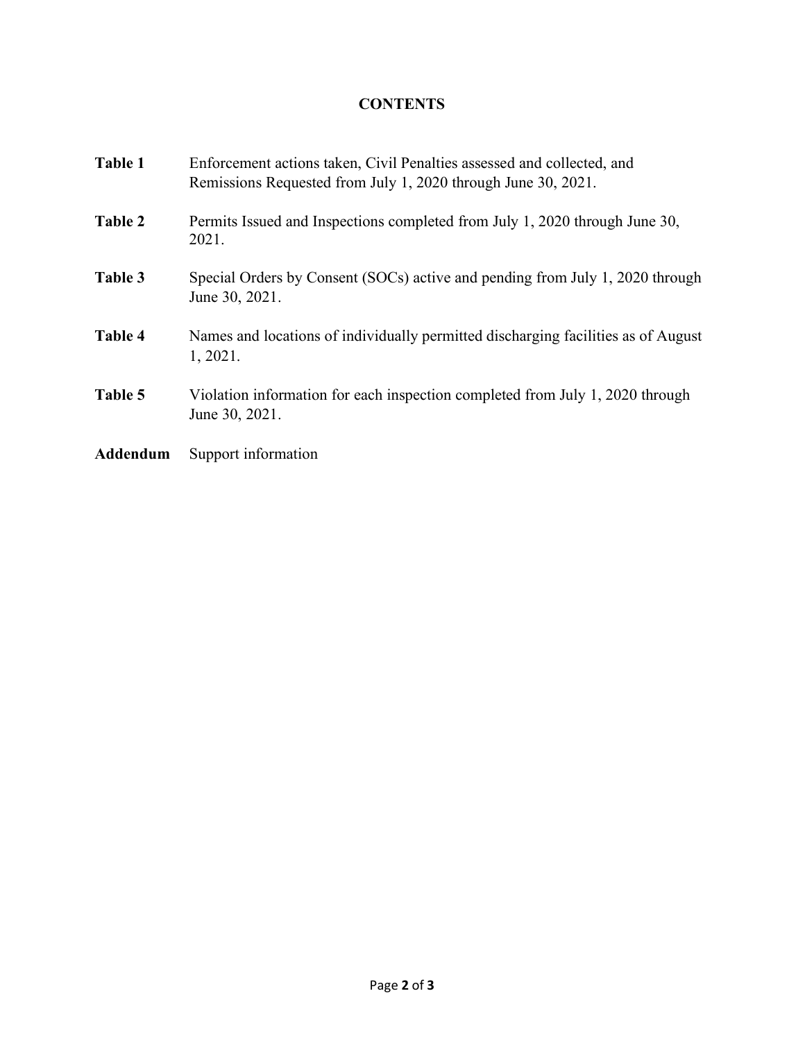# CONTENTS

| | |
|---|---|
| **Table 1** | Enforcement actions taken, Civil Penalties assessed and collected, and Remissions Requested from July 1, 2020 through June 30, 2021. |
| **Table 2** | Permits Issued and Inspections completed from July 1, 2020 through June 30, 2021. |
| **Table 3** | Special Orders by Consent (SOCs) active and pending from July 1, 2020 through June 30, 2021. |
| **Table 4** | Names and locations of individually permitted discharging facilities as of August 1, 2021. |
| **Table 5** | Violation information for each inspection completed from July 1, 2020 through June 30, 2021. |
| **Addendum** | Support information |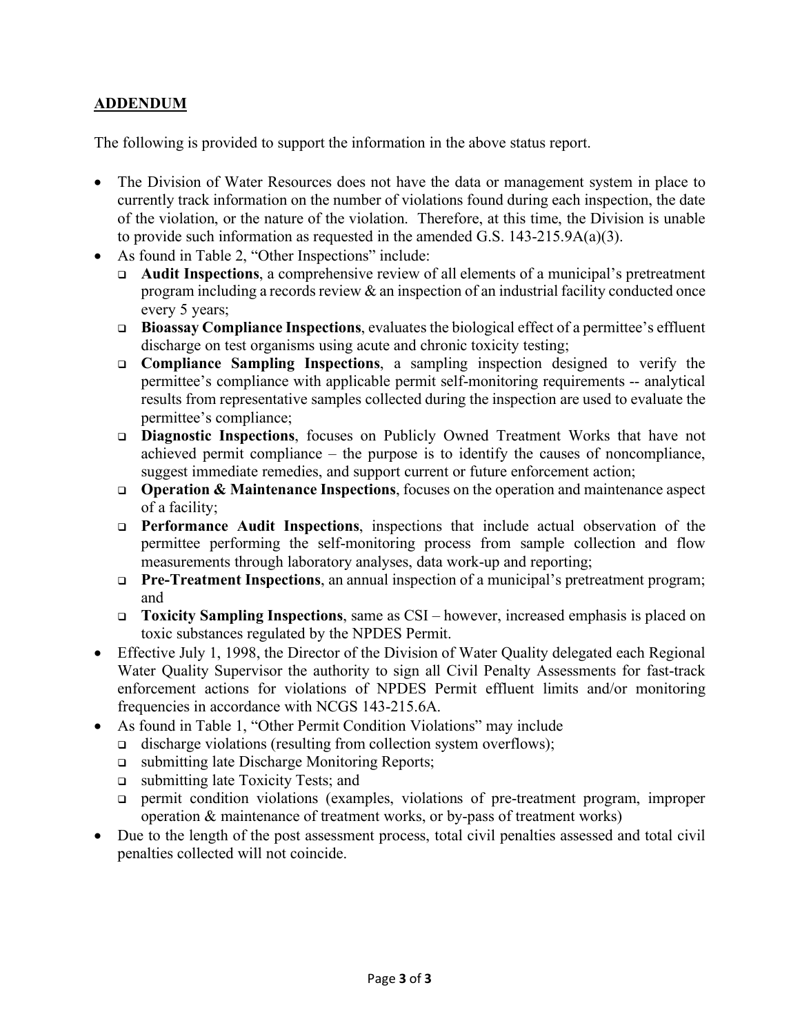## ADDENDUM

The following is provided to support the information in the above status report.

- The Division of Water Resources does not have the data or management system in place to currently track information on the number of violations found during each inspection, the date of the violation, or the nature of the violation. Therefore, at this time, the Division is unable to provide such information as requested in the amended G.S. 143-215.9A(a)(3).
- As found in Table 2, "Other Inspections" include:
  - **Audit Inspections**, a comprehensive review of all elements of a municipal's pretreatment program including a records review & an inspection of an industrial facility conducted once every 5 years;
  - **Bioassay Compliance Inspections**, evaluates the biological effect of a permittee's effluent discharge on test organisms using acute and chronic toxicity testing;
  - **Compliance Sampling Inspections**, a sampling inspection designed to verify the permittee's compliance with applicable permit self-monitoring requirements -- analytical results from representative samples collected during the inspection are used to evaluate the permittee's compliance;
  - **Diagnostic Inspections**, focuses on Publicly Owned Treatment Works that have not achieved permit compliance – the purpose is to identify the causes of noncompliance, suggest immediate remedies, and support current or future enforcement action;
  - **Operation & Maintenance Inspections**, focuses on the operation and maintenance aspect of a facility;
  - **Performance Audit Inspections**, inspections that include actual observation of the permittee performing the self-monitoring process from sample collection and flow measurements through laboratory analyses, data work-up and reporting;
  - **Pre-Treatment Inspections**, an annual inspection of a municipal's pretreatment program; and
  - **Toxicity Sampling Inspections**, same as CSI – however, increased emphasis is placed on toxic substances regulated by the NPDES Permit.
- Effective July 1, 1998, the Director of the Division of Water Quality delegated each Regional Water Quality Supervisor the authority to sign all Civil Penalty Assessments for fast-track enforcement actions for violations of NPDES Permit effluent limits and/or monitoring frequencies in accordance with NCGS 143-215.6A.
- As found in Table 1, "Other Permit Condition Violations" may include
  - discharge violations (resulting from collection system overflows);
  - submitting late Discharge Monitoring Reports;
  - submitting late Toxicity Tests; and
  - permit condition violations (examples, violations of pre-treatment program, improper operation & maintenance of treatment works, or by-pass of treatment works)
- Due to the length of the post assessment process, total civil penalties assessed and total civil penalties collected will not coincide.